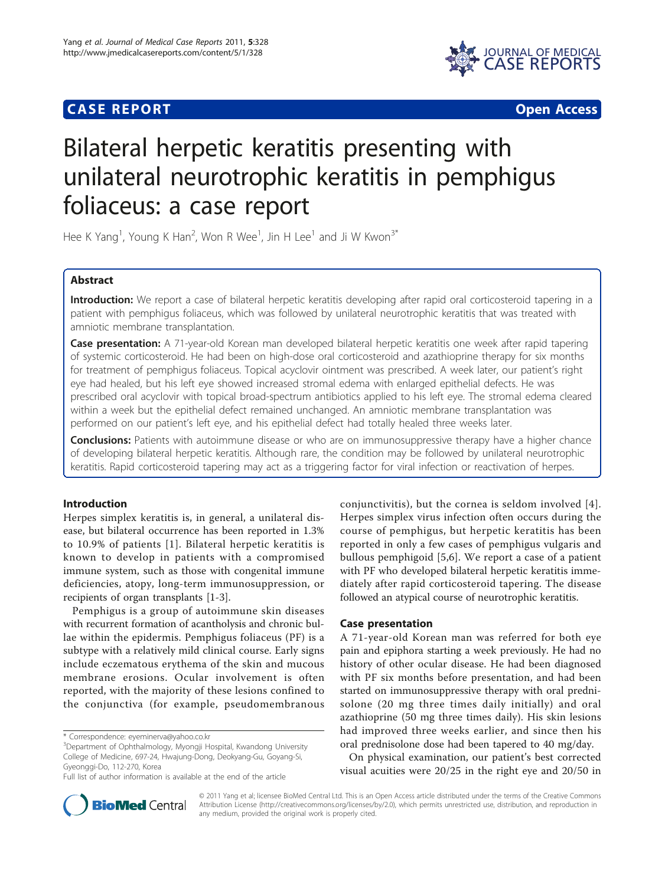**CASE REPORT** **Open Access**

# Bilateral herpetic keratitis presenting with unilateral neurotrophic keratitis in pemphigus foliaceus: a case report

Hee K Yang[1], Young K Han[2], Won R Wee[1], Jin H Lee[1] and Ji W Kwon[3*]

## Abstract

**Introduction:** We report a case of bilateral herpetic keratitis developing after rapid oral corticosteroid tapering in a patient with pemphigus foliaceus, which was followed by unilateral neurotrophic keratitis that was treated with amniotic membrane transplantation.

**Case presentation:** A 71-year-old Korean man developed bilateral herpetic keratitis one week after rapid tapering of systemic corticosteroid. He had been on high-dose oral corticosteroid and azathioprine therapy for six months for treatment of pemphigus foliaceus. Topical acyclovir ointment was prescribed. A week later, our patient's right eye had healed, but his left eye showed increased stromal edema with enlarged epithelial defects. He was prescribed oral acyclovir with topical broad-spectrum antibiotics applied to his left eye. The stromal edema cleared within a week but the epithelial defect remained unchanged. An amniotic membrane transplantation was performed on our patient's left eye, and his epithelial defect had totally healed three weeks later.

**Conclusions:** Patients with autoimmune disease or who are on immunosuppressive therapy have a higher chance of developing bilateral herpetic keratitis. Although rare, the condition may be followed by unilateral neurotrophic keratitis. Rapid corticosteroid tapering may act as a triggering factor for viral infection or reactivation of herpes.

## Introduction

Herpes simplex keratitis is, in general, a unilateral disease, but bilateral occurrence has been reported in 1.3% to 10.9% of patients [1]. Bilateral herpetic keratitis is known to develop in patients with a compromised immune system, such as those with congenital immune deficiencies, atopy, long-term immunosuppression, or recipients of organ transplants [1-3].

Pemphigus is a group of autoimmune skin diseases with recurrent formation of acantholysis and chronic bullae within the epidermis. Pemphigus foliaceus (PF) is a subtype with a relatively mild clinical course. Early signs include eczematous erythema of the skin and mucous membrane erosions. Ocular involvement is often reported, with the majority of these lesions confined to the conjunctiva (for example, pseudomembranous conjunctivitis), but the cornea is seldom involved [4]. Herpes simplex virus infection often occurs during the course of pemphigus, but herpetic keratitis has been reported in only a few cases of pemphigus vulgaris and bullous pemphigoid [5,6]. We report a case of a patient with PF who developed bilateral herpetic keratitis immediately after rapid corticosteroid tapering. The disease followed an atypical course of neurotrophic keratitis.

## Case presentation

A 71-year-old Korean man was referred for both eye pain and epiphora starting a week previously. He had no history of other ocular disease. He had been diagnosed with PF six months before presentation, and had been started on immunosuppressive therapy with oral prednisolone (20 mg three times daily initially) and oral azathioprine (50 mg three times daily). His skin lesions had improved three weeks earlier, and since then his oral prednisolone dose had been tapered to 40 mg/day.

On physical examination, our patient's best corrected visual acuities were 20/25 in the right eye and 20/50 in

\* Correspondence: eyeminerva@yahoo.co.kr
[3]Department of Ophthalmology, Myongji Hospital, Kwandong University College of Medicine, 697-24, Hwajung-Dong, Deokyang-Gu, Goyang-Si, Gyeonggi-Do, 112-270, Korea
Full list of author information is available at the end of the article

© 2011 Yang et al; licensee BioMed Central Ltd. This is an Open Access article distributed under the terms of the Creative Commons Attribution License (http://creativecommons.org/licenses/by/2.0), which permits unrestricted use, distribution, and reproduction in any medium, provided the original work is properly cited.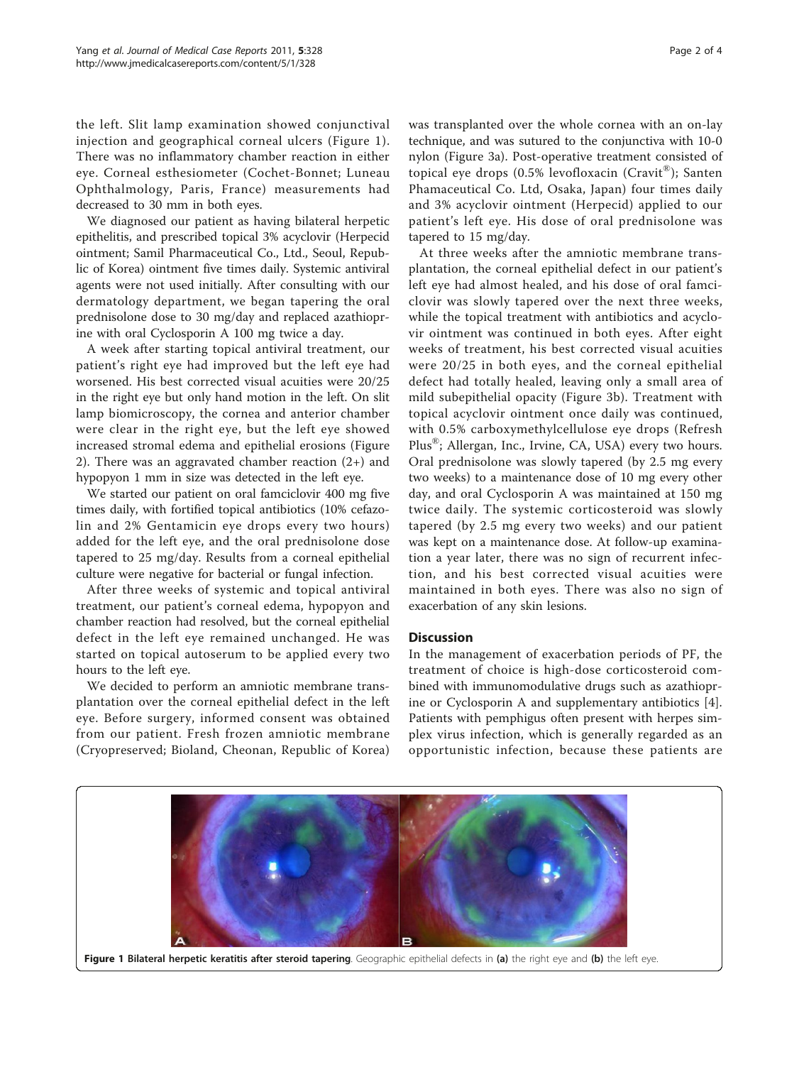the left. Slit lamp examination showed conjunctival injection and geographical corneal ulcers (Figure 1). There was no inflammatory chamber reaction in either eye. Corneal esthesiometer (Cochet-Bonnet; Luneau Ophthalmology, Paris, France) measurements had decreased to 30 mm in both eyes.

We diagnosed our patient as having bilateral herpetic epithelitis, and prescribed topical 3% acyclovir (Herpecid ointment; Samil Pharmaceutical Co., Ltd., Seoul, Republic of Korea) ointment five times daily. Systemic antiviral agents were not used initially. After consulting with our dermatology department, we began tapering the oral prednisolone dose to 30 mg/day and replaced azathioprine with oral Cyclosporin A 100 mg twice a day.

A week after starting topical antiviral treatment, our patient's right eye had improved but the left eye had worsened. His best corrected visual acuities were 20/25 in the right eye but only hand motion in the left. On slit lamp biomicroscopy, the cornea and anterior chamber were clear in the right eye, but the left eye showed increased stromal edema and epithelial erosions (Figure 2). There was an aggravated chamber reaction (2+) and hypopyon 1 mm in size was detected in the left eye.

We started our patient on oral famciclovir 400 mg five times daily, with fortified topical antibiotics (10% cefazolin and 2% Gentamicin eye drops every two hours) added for the left eye, and the oral prednisolone dose tapered to 25 mg/day. Results from a corneal epithelial culture were negative for bacterial or fungal infection.

After three weeks of systemic and topical antiviral treatment, our patient's corneal edema, hypopyon and chamber reaction had resolved, but the corneal epithelial defect in the left eye remained unchanged. He was started on topical autoserum to be applied every two hours to the left eye.

We decided to perform an amniotic membrane transplantation over the corneal epithelial defect in the left eye. Before surgery, informed consent was obtained from our patient. Fresh frozen amniotic membrane (Cryopreserved; Bioland, Cheonan, Republic of Korea) was transplanted over the whole cornea with an on-lay technique, and was sutured to the conjunctiva with 10-0 nylon (Figure 3a). Post-operative treatment consisted of topical eye drops (0.5% levofloxacin (Cravit®); Santen Phamaceutical Co. Ltd, Osaka, Japan) four times daily and 3% acyclovir ointment (Herpecid) applied to our patient's left eye. His dose of oral prednisolone was tapered to 15 mg/day.

At three weeks after the amniotic membrane transplantation, the corneal epithelial defect in our patient's left eye had almost healed, and his dose of oral famciclovir was slowly tapered over the next three weeks, while the topical treatment with antibiotics and acyclovir ointment was continued in both eyes. After eight weeks of treatment, his best corrected visual acuities were 20/25 in both eyes, and the corneal epithelial defect had totally healed, leaving only a small area of mild subepithelial opacity (Figure 3b). Treatment with topical acyclovir ointment once daily was continued, with 0.5% carboxymethylcellulose eye drops (Refresh Plus®; Allergan, Inc., Irvine, CA, USA) every two hours. Oral prednisolone was slowly tapered (by 2.5 mg every two weeks) to a maintenance dose of 10 mg every other day, and oral Cyclosporin A was maintained at 150 mg twice daily. The systemic corticosteroid was slowly tapered (by 2.5 mg every two weeks) and our patient was kept on a maintenance dose. At follow-up examination a year later, there was no sign of recurrent infection, and his best corrected visual acuities were maintained in both eyes. There was also no sign of exacerbation of any skin lesions.

## Discussion

In the management of exacerbation periods of PF, the treatment of choice is high-dose corticosteroid combined with immunomodulative drugs such as azathioprine or Cyclosporin A and supplementary antibiotics [4]. Patients with pemphigus often present with herpes simplex virus infection, which is generally regarded as an opportunistic infection, because these patients are

**Figure 1 Bilateral herpetic keratitis after steroid tapering**. Geographic epithelial defects in **(a)** the right eye and **(b)** the left eye.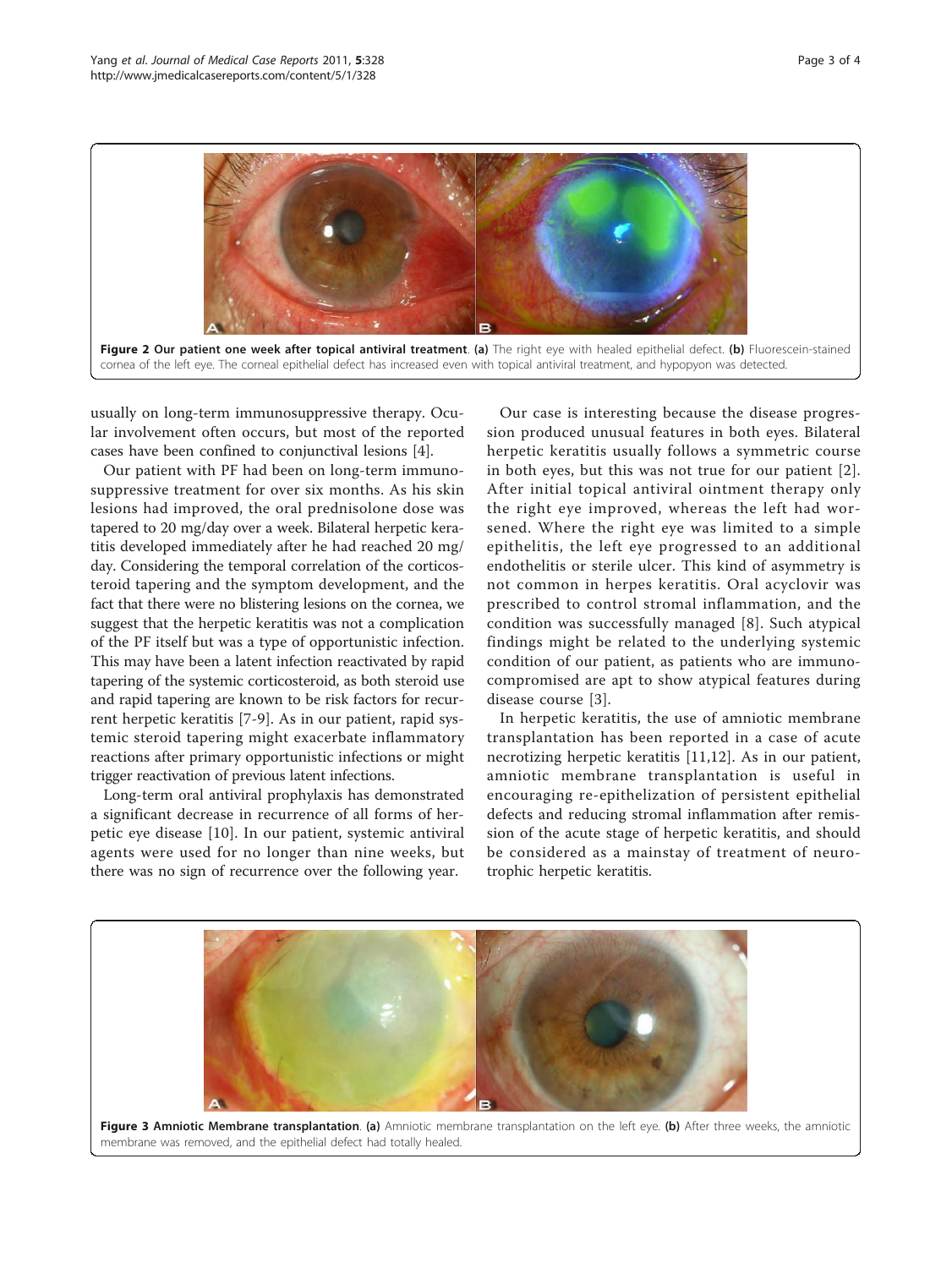**Figure 2 Our patient one week after topical antiviral treatment**. **(a)** The right eye with healed epithelial defect. **(b)** Fluorescein-stained cornea of the left eye. The corneal epithelial defect has increased even with topical antiviral treatment, and hypopyon was detected.

usually on long-term immunosuppressive therapy. Ocular involvement often occurs, but most of the reported cases have been confined to conjunctival lesions [4].

Our patient with PF had been on long-term immunosuppressive treatment for over six months. As his skin lesions had improved, the oral prednisolone dose was tapered to 20 mg/day over a week. Bilateral herpetic keratitis developed immediately after he had reached 20 mg/day. Considering the temporal correlation of the corticosteroid tapering and the symptom development, and the fact that there were no blistering lesions on the cornea, we suggest that the herpetic keratitis was not a complication of the PF itself but was a type of opportunistic infection. This may have been a latent infection reactivated by rapid tapering of the systemic corticosteroid, as both steroid use and rapid tapering are known to be risk factors for recurrent herpetic keratitis [7-9]. As in our patient, rapid systemic steroid tapering might exacerbate inflammatory reactions after primary opportunistic infections or might trigger reactivation of previous latent infections.

Long-term oral antiviral prophylaxis has demonstrated a significant decrease in recurrence of all forms of herpetic eye disease [10]. In our patient, systemic antiviral agents were used for no longer than nine weeks, but there was no sign of recurrence over the following year.

Our case is interesting because the disease progression produced unusual features in both eyes. Bilateral herpetic keratitis usually follows a symmetric course in both eyes, but this was not true for our patient [2]. After initial topical antiviral ointment therapy only the right eye improved, whereas the left had worsened. Where the right eye was limited to a simple epithelitis, the left eye progressed to an additional endothelitis or sterile ulcer. This kind of asymmetry is not common in herpes keratitis. Oral acyclovir was prescribed to control stromal inflammation, and the condition was successfully managed [8]. Such atypical findings might be related to the underlying systemic condition of our patient, as patients who are immunocompromised are apt to show atypical features during disease course [3].

In herpetic keratitis, the use of amniotic membrane transplantation has been reported in a case of acute necrotizing herpetic keratitis [11,12]. As in our patient, amniotic membrane transplantation is useful in encouraging re-epithelization of persistent epithelial defects and reducing stromal inflammation after remission of the acute stage of herpetic keratitis, and should be considered as a mainstay of treatment of neurotrophic herpetic keratitis.

**Figure 3 Amniotic Membrane transplantation**. **(a)** Amniotic membrane transplantation on the left eye. **(b)** After three weeks, the amniotic membrane was removed, and the epithelial defect had totally healed.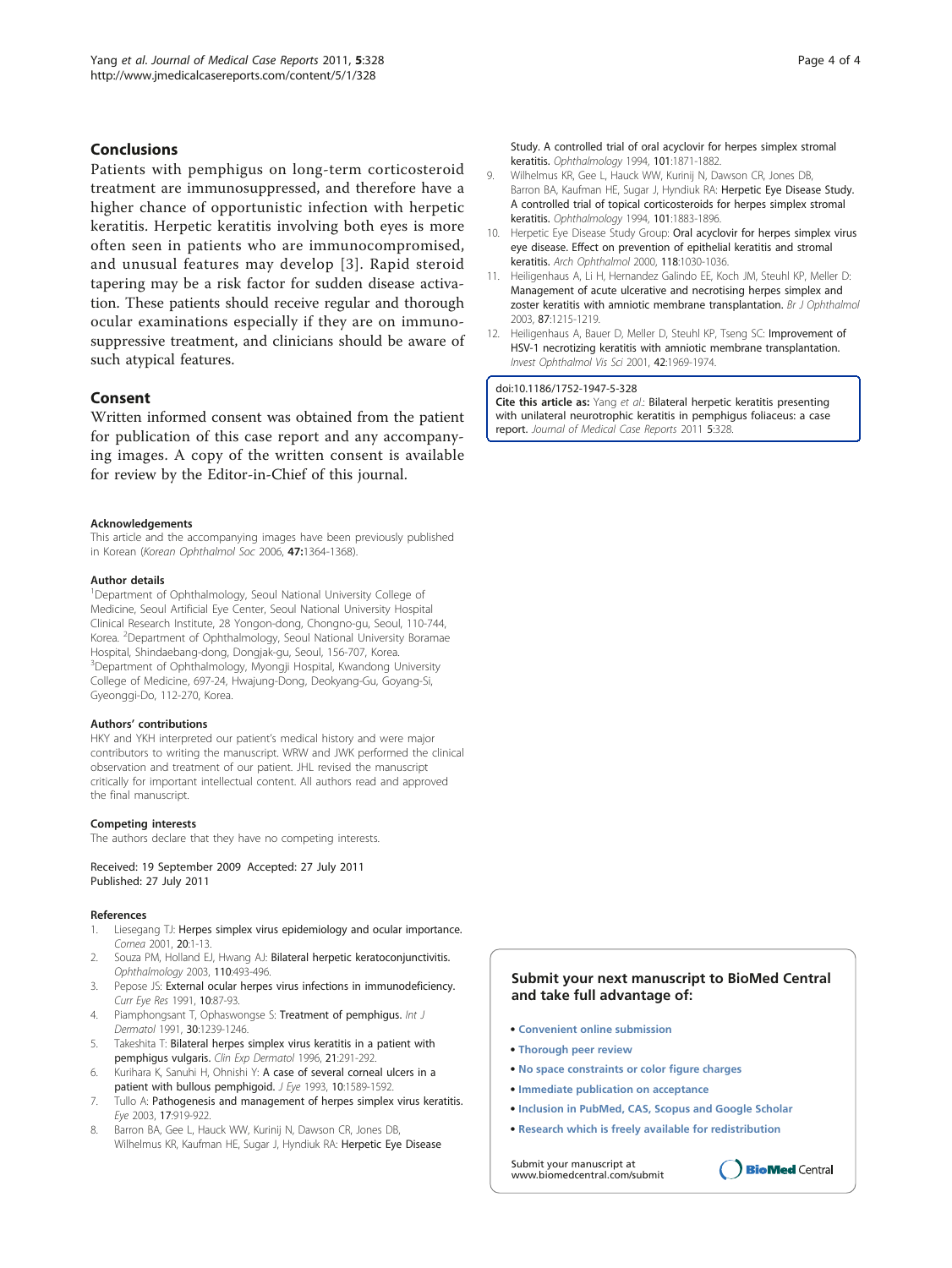## Conclusions

Patients with pemphigus on long-term corticosteroid treatment are immunosuppressed, and therefore have a higher chance of opportunistic infection with herpetic keratitis. Herpetic keratitis involving both eyes is more often seen in patients who are immunocompromised, and unusual features may develop [3]. Rapid steroid tapering may be a risk factor for sudden disease activation. These patients should receive regular and thorough ocular examinations especially if they are on immunosuppressive treatment, and clinicians should be aware of such atypical features.

## Consent

Written informed consent was obtained from the patient for publication of this case report and any accompanying images. A copy of the written consent is available for review by the Editor-in-Chief of this journal.

#### Acknowledgements

This article and the accompanying images have been previously published in Korean (*Korean Ophthalmol Soc* 2006, **47:**1364-1368).

#### Author details

[1]Department of Ophthalmology, Seoul National University College of Medicine, Seoul Artificial Eye Center, Seoul National University Hospital Clinical Research Institute, 28 Yongon-dong, Chongno-gu, Seoul, 110-744, Korea. [2]Department of Ophthalmology, Seoul National University Boramae Hospital, Shindaebang-dong, Dongjak-gu, Seoul, 156-707, Korea. [3]Department of Ophthalmology, Myongji Hospital, Kwandong University College of Medicine, 697-24, Hwajung-Dong, Deokyang-Gu, Goyang-Si, Gyeonggi-Do, 112-270, Korea.

#### Authors' contributions

HKY and YKH interpreted our patient's medical history and were major contributors to writing the manuscript. WRW and JWK performed the clinical observation and treatment of our patient. JHL revised the manuscript critically for important intellectual content. All authors read and approved the final manuscript.

#### Competing interests

The authors declare that they have no competing interests.

Received: 19 September 2009 Accepted: 27 July 2011
Published: 27 July 2011

#### References

1. Liesegang TJ: **Herpes simplex virus epidemiology and ocular importance.** *Cornea* 2001, **20**:1-13.
2. Souza PM, Holland EJ, Hwang AJ: **Bilateral herpetic keratoconjunctivitis.** *Ophthalmology* 2003, **110**:493-496.
3. Pepose JS: **External ocular herpes virus infections in immunodeficiency.** *Curr Eye Res* 1991, **10**:87-93.
4. Piamphongsant T, Ophaswongse S: **Treatment of pemphigus.** *Int J Dermatol* 1991, **30**:1239-1246.
5. Takeshita T: **Bilateral herpes simplex virus keratitis in a patient with pemphigus vulgaris.** *Clin Exp Dermatol* 1996, **21**:291-292.
6. Kurihara K, Sanuhi H, Ohnishi Y: **A case of several corneal ulcers in a patient with bullous pemphigoid.** *J Eye* 1993, **10**:1589-1592.
7. Tullo A: **Pathogenesis and management of herpes simplex virus keratitis.** *Eye* 2003, **17**:919-922.
8. Barron BA, Gee L, Hauck WW, Kurinij N, Dawson CR, Jones DB, Wilhelmus KR, Kaufman HE, Sugar J, Hyndiuk RA: **Herpetic Eye Disease Study. A controlled trial of oral acyclovir for herpes simplex stromal keratitis.** *Ophthalmology* 1994, **101**:1871-1882.
9. Wilhelmus KR, Gee L, Hauck WW, Kurinij N, Dawson CR, Jones DB, Barron BA, Kaufman HE, Sugar J, Hyndiuk RA: **Herpetic Eye Disease Study. A controlled trial of topical corticosteroids for herpes simplex stromal keratitis.** *Ophthalmology* 1994, **101**:1883-1896.
10. Herpetic Eye Disease Study Group: **Oral acyclovir for herpes simplex virus eye disease. Effect on prevention of epithelial keratitis and stromal keratitis.** *Arch Ophthalmol* 2000, **118**:1030-1036.
11. Heiligenhaus A, Li H, Hernandez Galindo EE, Koch JM, Steuhl KP, Meller D: **Management of acute ulcerative and necrotising herpes simplex and zoster keratitis with amniotic membrane transplantation.** *Br J Ophthalmol* 2003, **87**:1215-1219.
12. Heiligenhaus A, Bauer D, Meller D, Steuhl KP, Tseng SC: **Improvement of HSV-1 necrotizing keratitis with amniotic membrane transplantation.** *Invest Ophthalmol Vis Sci* 2001, **42**:1969-1974.

doi:10.1186/1752-1947-5-328
**Cite this article as:** Yang *et al.*: Bilateral herpetic keratitis presenting with unilateral neurotrophic keratitis in pemphigus foliaceus: a case report. *Journal of Medical Case Reports* 2011 **5**:328.

**Submit your next manuscript to BioMed Central and take full advantage of:**

- **Convenient online submission**
- **Thorough peer review**
- **No space constraints or color figure charges**
- **Immediate publication on acceptance**
- **Inclusion in PubMed, CAS, Scopus and Google Scholar**
- **Research which is freely available for redistribution**

Submit your manuscript at
www.biomedcentral.com/submit

BioMed Central